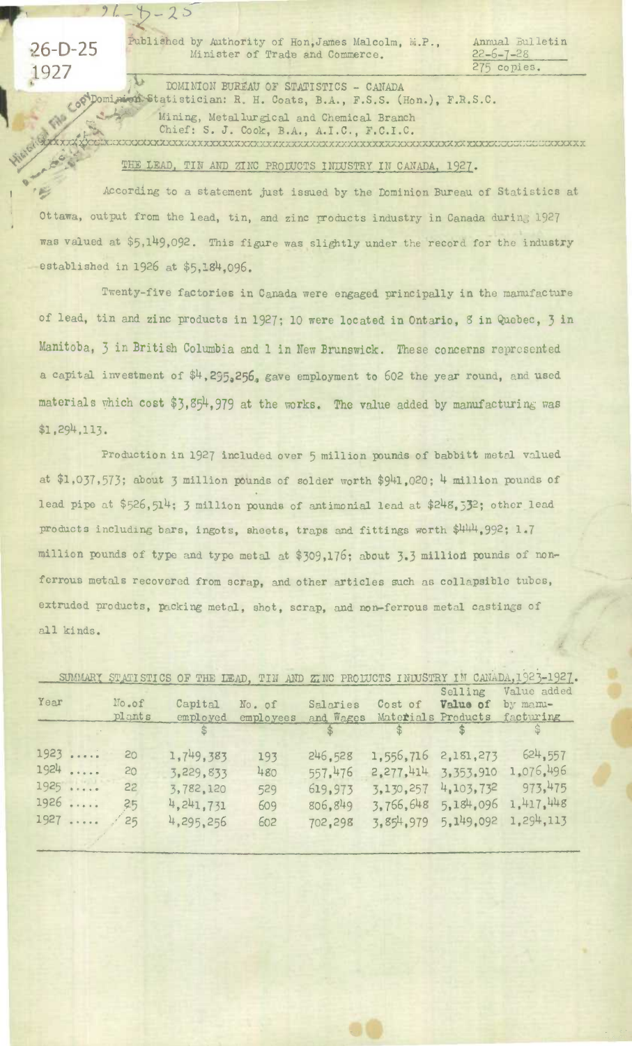26-D-25
1927

Published by Authority of Hon. James Malcolm, M.P., Minister of Trade and Commerce.

Annual Bulletin
22-6-7-28
275 copies.

DOMINION BUREAU OF STATISTICS - CANADA
Dominion Statistician: R. H. Coats, B.A., F.S.S. (Hon.), F.R.S.C.
Mining, Metallurgical and Chemical Branch
Chief: S. J. Cook, B.A., A.I.C., F.C.I.C.

## THE LEAD, TIN AND ZINC PRODUCTS INDUSTRY IN CANADA, 1927.

According to a statement just issued by the Dominion Bureau of Statistics at Ottawa, output from the lead, tin, and zinc products industry in Canada during 1927 was valued at $5,149,092. This figure was slightly under the record for the industry established in 1926 at $5,184,096.

Twenty-five factories in Canada were engaged principally in the manufacture of lead, tin and zinc products in 1927; 10 were located in Ontario, 8 in Quebec, 3 in Manitoba, 3 in British Columbia and 1 in New Brunswick. These concerns represented a capital investment of $4,295,256, gave employment to 602 the year round, and used materials which cost $3,854,979 at the works. The value added by manufacturing was $1,294,113.

Production in 1927 included over 5 million pounds of babbitt metal valued at $1,037,573; about 3 million pounds of solder worth $941,020; 4 million pounds of lead pipe at $526,514; 3 million pounds of antimonial lead at $248,332; other lead products including bars, ingots, sheets, traps and fittings worth $444,992; 1.7 million pounds of type and type metal at $309,176; about 3.3 million pounds of non-ferrous metals recovered from scrap, and other articles such as collapsible tubes, extruded products, packing metal, shot, scrap, and non-ferrous metal castings of all kinds.

SUMMARY STATISTICS OF THE LEAD, TIN AND ZINC PRODUCTS INDUSTRY IN CANADA, 1923-1927.

| Year | No. of plants | Capital employed | No. of employees | Salaries and Wages | Cost of Materials | Selling Value of Products | Value added by manufacturing |
|---|---|---|---|---|---|---|---|
| | | $ | | $ | $ | $ | $ |
| 1923 ..... | 20 | 1,749,383 | 193 | 246,528 | 1,556,716 | 2,181,273 | 624,557 |
| 1924 ..... | 20 | 3,229,833 | 480 | 557,476 | 2,277,414 | 3,353,910 | 1,076,496 |
| 1925 ..... | 22 | 3,782,120 | 529 | 619,973 | 3,130,257 | 4,103,732 | 973,475 |
| 1926 ..... | 25 | 4,241,731 | 609 | 806,849 | 3,766,648 | 5,184,096 | 1,417,448 |
| 1927 ..... | 25 | 4,295,256 | 602 | 702,298 | 3,854,979 | 5,149,092 | 1,294,113 |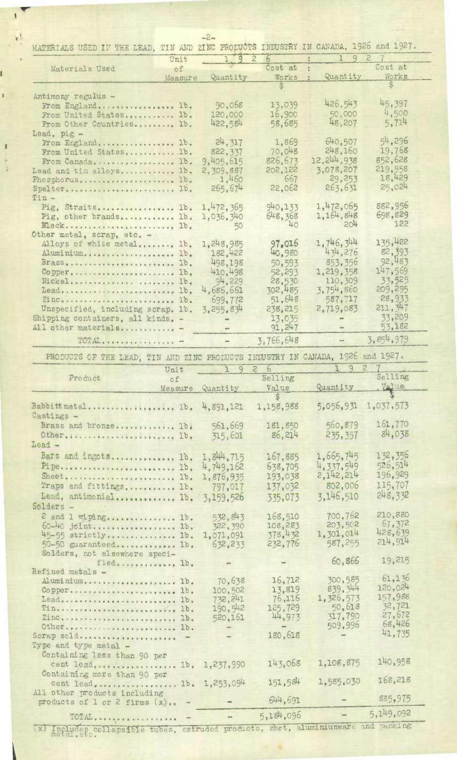MATERIALS USED IN THE LEAD, TIN AND ZINC PRODUCTS INDUSTRY IN CANADA, 1926 and 1927.

| Materials Used | Unit of Measure | 1926 Quantity | 1926 Cost at Works $ | 1927 Quantity | 1927 Cost at Works $ |
|---|---|---|---|---|---|
| Antimony regulus - | | | | | |
| From England | lb. | 90,068 | 13,039 | 426,543 | 45,397 |
| From United States | lb. | 120,000 | 16,900 | 50,000 | 4,500 |
| From Other Countries | lb. | 422,584 | 58,685 | 48,207 | 5,714 |
| Lead, pig - | | | | | |
| From England | lb. | 24,317 | 1,869 | 640,507 | 54,296 |
| From United States | lb. | 822,337 | 70,048 | 248,160 | 19,768 |
| From Canada | lb. | 9,405,615 | 826,673 | 12,244,938 | 852,628 |
| Lead and tin alloys | lb. | 2,309,887 | 202,122 | 3,078,207 | 219,958 |
| Phosphorus | lb. | 1,460 | 667 | 29,253 | 18,429 |
| Spelter | lb. | 265,674 | 22,062 | 263,631 | 25,024 |
| Tin - | | | | | |
| Pig, Straits | lb. | 1,472,365 | 940,133 | 1,472,065 | 882,956 |
| Pig, other brands | lb. | 1,036,340 | 648,368 | 1,164,848 | 698,829 |
| Block | lb. | 50 | 40 | 204 | 122 |
| Other metal, scrap, etc. - | | | | | |
| Alloys of white metal | lb. | 1,248,985 | 97,016 | 1,746,344 | 135,422 |
| Aluminium | lb. | 182,422 | 40,980 | 434,276 | 82,393 |
| Brass | lb. | 498,198 | 50,593 | 853,356 | 92,483 |
| Copper | lb. | 410,498 | 52,293 | 1,219,358 | 147,569 |
| Nickel | lb. | 94,229 | 28,530 | 110,309 | 33,525 |
| Lead | lb. | 4,686,661 | 302,485 | 3,754,860 | 209,295 |
| Zinc | lb. | 699,772 | 51,648 | 587,717 | 28,933 |
| Unspecified, including scrap | lb. | 3,255,834 | 238,215 | 2,719,083 | 211,347 |
| Shipping containers, all kinds | - | - | 13,035 | - | 33,209 |
| All other materials | - | - | 91,247 | - | 53,182 |
| TOTAL | - | - | 3,766,648 | - | 3,854,979 |

PRODUCTS OF THE LEAD, TIN AND ZINC PRODUCTS INDUSTRY IN CANADA, 1926 and 1927.

| Product | Unit of Measure | 1926 Quantity | 1926 Selling Value $ | 1927 Quantity | 1927 Selling Value $ |
|---|---|---|---|---|---|
| Babbitt metal | lb. | 4,891,121 | 1,158,988 | 5,056,931 | 1,037,573 |
| Castings - | | | | | |
| Brass and bronze | lb. | 561,669 | 181,850 | 560,879 | 161,770 |
| Other | lb. | 315,601 | 86,214 | 235,357 | 84,038 |
| Lead - | | | | | |
| Bars and ingots | lb. | 1,844,715 | 167,885 | 1,665,745 | 132,356 |
| Pipe | lb. | 4,749,162 | 638,705 | 4,337,549 | 526,514 |
| Sheet | lb. | 1,876,935 | 193,038 | 2,142,214 | 196,929 |
| Traps and fittings | lb. | 797,017 | 137,032 | 802,006 | 115,707 |
| Lead, antimonial | lb. | 3,159,526 | 335,073 | 3,146,510 | 248,332 |
| Solders - | | | | | |
| 2 and 1 wiping | lb. | 532,843 | 168,510 | 700,762 | 210,880 |
| 60-40 joint | lb. | 322,390 | 108,283 | 203,502 | 67,372 |
| 45-55 strictly | lb. | 1,071,091 | 378,432 | 1,301,014 | 428,639 |
| 50-50 guaranteed | lb. | 632,233 | 232,776 | 587,255 | 214,914 |
| Solders, not elsewhere specified | lb. | - | - | 60,866 | 19,215 |
| Refined metals - | | | | | |
| Aluminium | lb. | 70,638 | 16,712 | 300,585 | 61,136 |
| Copper | lb. | 100,502 | 13,819 | 839,344 | 120,024 |
| Lead | lb. | 732,241 | 76,116 | 1,326,573 | 157,988 |
| Tin | lb. | 190,542 | 125,729 | 50,618 | 32,721 |
| Zinc | lb. | 520,161 | 44,973 | 317,790 | 27,672 |
| Other | lb. | - | - | 509,996 | 68,426 |
| Scrap sold | - | - | 180,618 | - | 41,735 |
| Type and type metal - | | | | | |
| Containing less than 90 per cent lead | lb. | 1,237,990 | 143,068 | 1,108,875 | 140,958 |
| Containing more than 90 per cent lead | lb. | 1,253,094 | 151,584 | 1,585,030 | 168,218 |
| All other products including products of 1 or 2 firms (x) | - | - | 644,691 | - | 885,975 |
| TOTAL | - | - | 5,184,096 | - | 5,149,092 |

(x) Includes collapsible tubes, extruded products, shot, aluminiumware and packing metal, etc.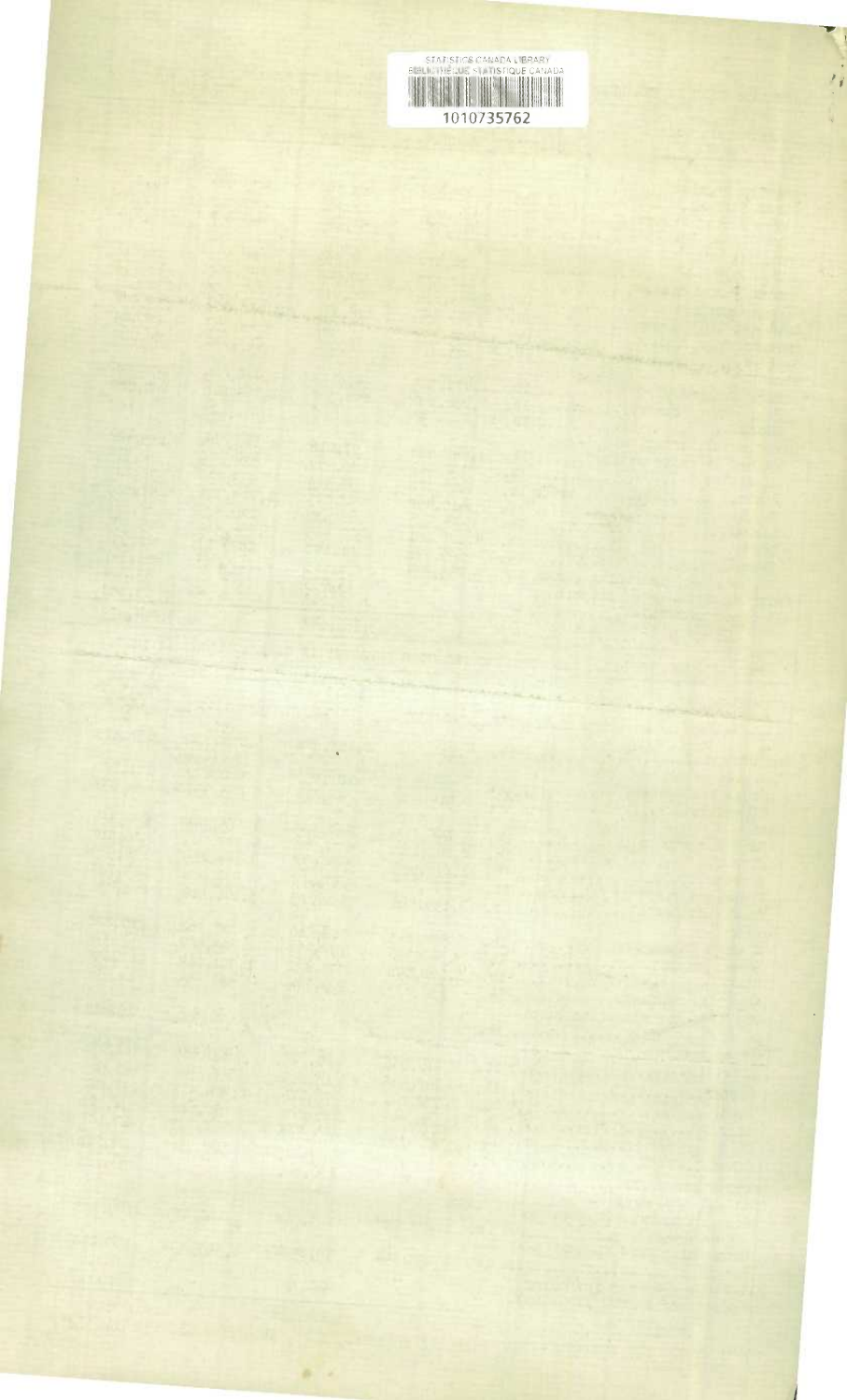STATISTICS CANADA LIBRARY
BIBLIOTHÈQUE STATISTIQUE CANADA

1010735762